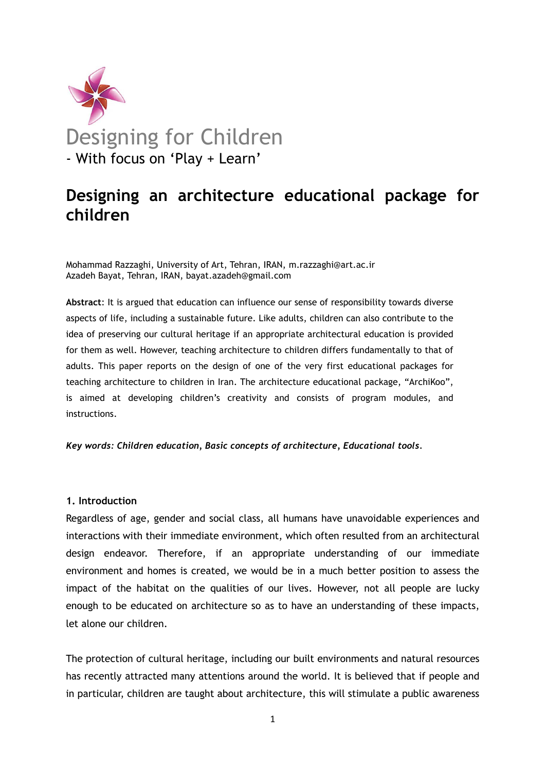Designing for Children
- With focus on 'Play + Learn'

# Designing an architecture educational package for children

Mohammad Razzaghi, University of Art, Tehran, IRAN, m.razzaghi@art.ac.ir
Azadeh Bayat, Tehran, IRAN, bayat.azadeh@gmail.com

**Abstract**: It is argued that education can influence our sense of responsibility towards diverse aspects of life, including a sustainable future. Like adults, children can also contribute to the idea of preserving our cultural heritage if an appropriate architectural education is provided for them as well. However, teaching architecture to children differs fundamentally to that of adults. This paper reports on the design of one of the very first educational packages for teaching architecture to children in Iran. The architecture educational package, "ArchiKoo", is aimed at developing children's creativity and consists of program modules, and instructions.

***Key words: Children education, Basic concepts of architecture, Educational tools.***

## 1. Introduction

Regardless of age, gender and social class, all humans have unavoidable experiences and interactions with their immediate environment, which often resulted from an architectural design endeavor. Therefore, if an appropriate understanding of our immediate environment and homes is created, we would be in a much better position to assess the impact of the habitat on the qualities of our lives. However, not all people are lucky enough to be educated on architecture so as to have an understanding of these impacts, let alone our children.

The protection of cultural heritage, including our built environments and natural resources has recently attracted many attentions around the world. It is believed that if people and in particular, children are taught about architecture, this will stimulate a public awareness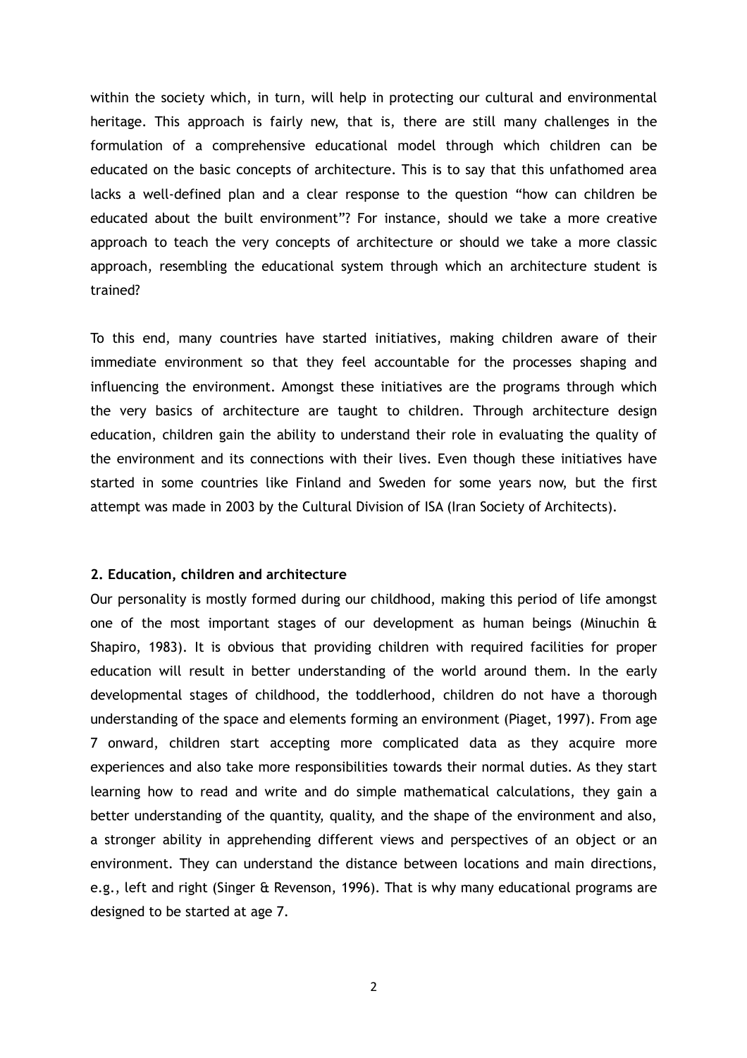within the society which, in turn, will help in protecting our cultural and environmental heritage. This approach is fairly new, that is, there are still many challenges in the formulation of a comprehensive educational model through which children can be educated on the basic concepts of architecture. This is to say that this unfathomed area lacks a well-defined plan and a clear response to the question "how can children be educated about the built environment"? For instance, should we take a more creative approach to teach the very concepts of architecture or should we take a more classic approach, resembling the educational system through which an architecture student is trained?

To this end, many countries have started initiatives, making children aware of their immediate environment so that they feel accountable for the processes shaping and influencing the environment. Amongst these initiatives are the programs through which the very basics of architecture are taught to children. Through architecture design education, children gain the ability to understand their role in evaluating the quality of the environment and its connections with their lives. Even though these initiatives have started in some countries like Finland and Sweden for some years now, but the first attempt was made in 2003 by the Cultural Division of ISA (Iran Society of Architects).

## 2. Education, children and architecture

Our personality is mostly formed during our childhood, making this period of life amongst one of the most important stages of our development as human beings (Minuchin & Shapiro, 1983). It is obvious that providing children with required facilities for proper education will result in better understanding of the world around them. In the early developmental stages of childhood, the toddlerhood, children do not have a thorough understanding of the space and elements forming an environment (Piaget, 1997). From age 7 onward, children start accepting more complicated data as they acquire more experiences and also take more responsibilities towards their normal duties. As they start learning how to read and write and do simple mathematical calculations, they gain a better understanding of the quantity, quality, and the shape of the environment and also, a stronger ability in apprehending different views and perspectives of an object or an environment. They can understand the distance between locations and main directions, e.g., left and right (Singer & Revenson, 1996). That is why many educational programs are designed to be started at age 7.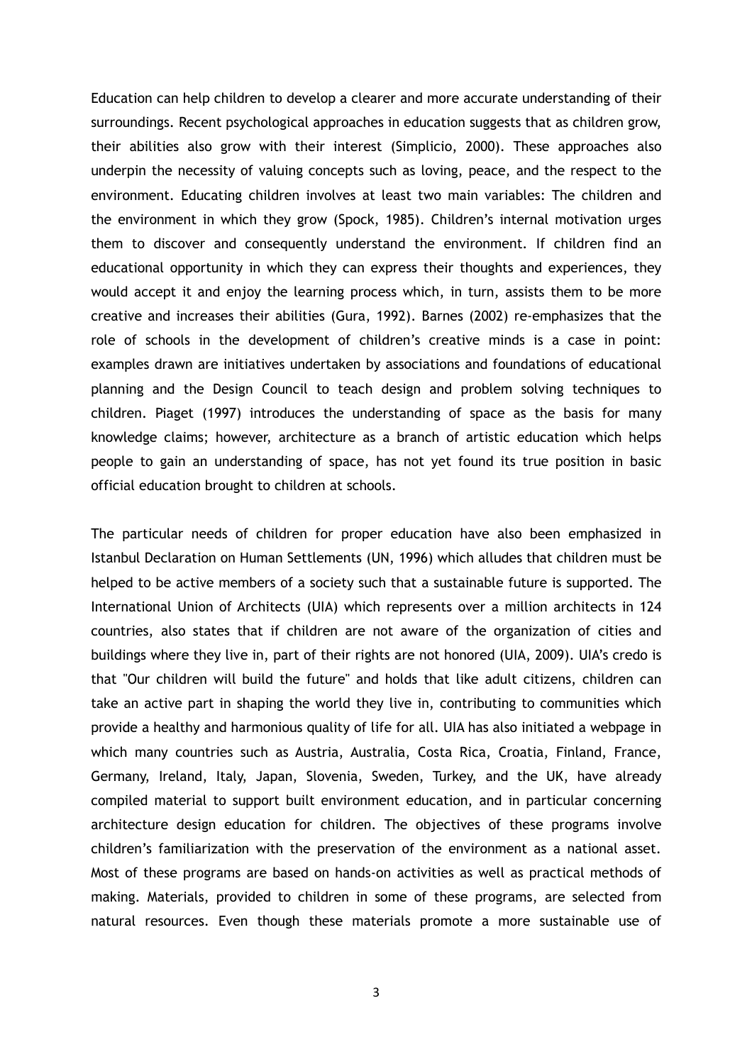Education can help children to develop a clearer and more accurate understanding of their surroundings. Recent psychological approaches in education suggests that as children grow, their abilities also grow with their interest (Simplicio, 2000). These approaches also underpin the necessity of valuing concepts such as loving, peace, and the respect to the environment. Educating children involves at least two main variables: The children and the environment in which they grow (Spock, 1985). Children's internal motivation urges them to discover and consequently understand the environment. If children find an educational opportunity in which they can express their thoughts and experiences, they would accept it and enjoy the learning process which, in turn, assists them to be more creative and increases their abilities (Gura, 1992). Barnes (2002) re-emphasizes that the role of schools in the development of children's creative minds is a case in point: examples drawn are initiatives undertaken by associations and foundations of educational planning and the Design Council to teach design and problem solving techniques to children. Piaget (1997) introduces the understanding of space as the basis for many knowledge claims; however, architecture as a branch of artistic education which helps people to gain an understanding of space, has not yet found its true position in basic official education brought to children at schools.

The particular needs of children for proper education have also been emphasized in Istanbul Declaration on Human Settlements (UN, 1996) which alludes that children must be helped to be active members of a society such that a sustainable future is supported. The International Union of Architects (UIA) which represents over a million architects in 124 countries, also states that if children are not aware of the organization of cities and buildings where they live in, part of their rights are not honored (UIA, 2009). UIA's credo is that "Our children will build the future" and holds that like adult citizens, children can take an active part in shaping the world they live in, contributing to communities which provide a healthy and harmonious quality of life for all. UIA has also initiated a webpage in which many countries such as Austria, Australia, Costa Rica, Croatia, Finland, France, Germany, Ireland, Italy, Japan, Slovenia, Sweden, Turkey, and the UK, have already compiled material to support built environment education, and in particular concerning architecture design education for children. The objectives of these programs involve children's familiarization with the preservation of the environment as a national asset. Most of these programs are based on hands-on activities as well as practical methods of making. Materials, provided to children in some of these programs, are selected from natural resources. Even though these materials promote a more sustainable use of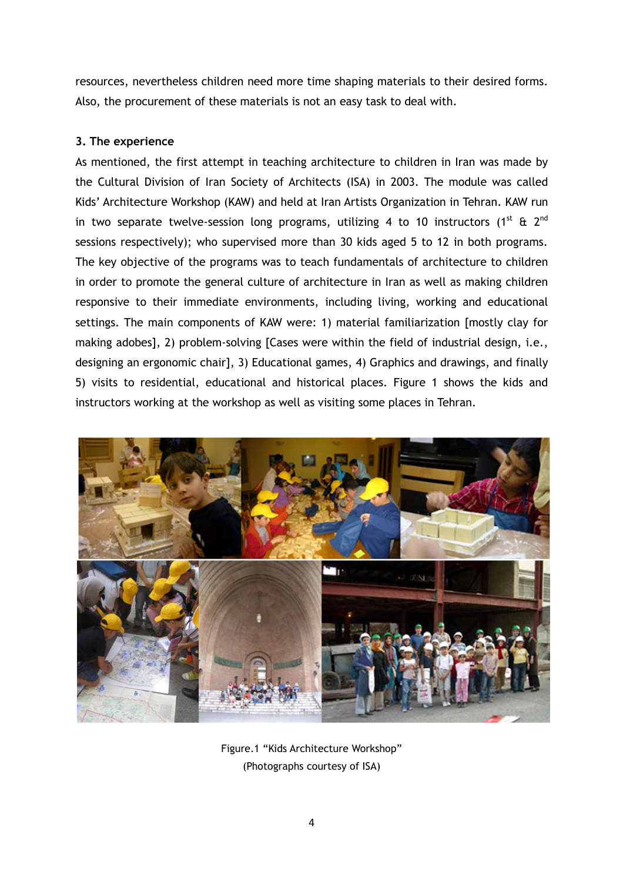resources, nevertheless children need more time shaping materials to their desired forms. Also, the procurement of these materials is not an easy task to deal with.

### 3. The experience

As mentioned, the first attempt in teaching architecture to children in Iran was made by the Cultural Division of Iran Society of Architects (ISA) in 2003. The module was called Kids' Architecture Workshop (KAW) and held at Iran Artists Organization in Tehran. KAW run in two separate twelve-session long programs, utilizing 4 to 10 instructors (1st & 2nd sessions respectively); who supervised more than 30 kids aged 5 to 12 in both programs. The key objective of the programs was to teach fundamentals of architecture to children in order to promote the general culture of architecture in Iran as well as making children responsive to their immediate environments, including living, working and educational settings. The main components of KAW were: 1) material familiarization [mostly clay for making adobes], 2) problem-solving [Cases were within the field of industrial design, i.e., designing an ergonomic chair], 3) Educational games, 4) Graphics and drawings, and finally 5) visits to residential, educational and historical places. Figure 1 shows the kids and instructors working at the workshop as well as visiting some places in Tehran.

Figure.1 "Kids Architecture Workshop"
(Photographs courtesy of ISA)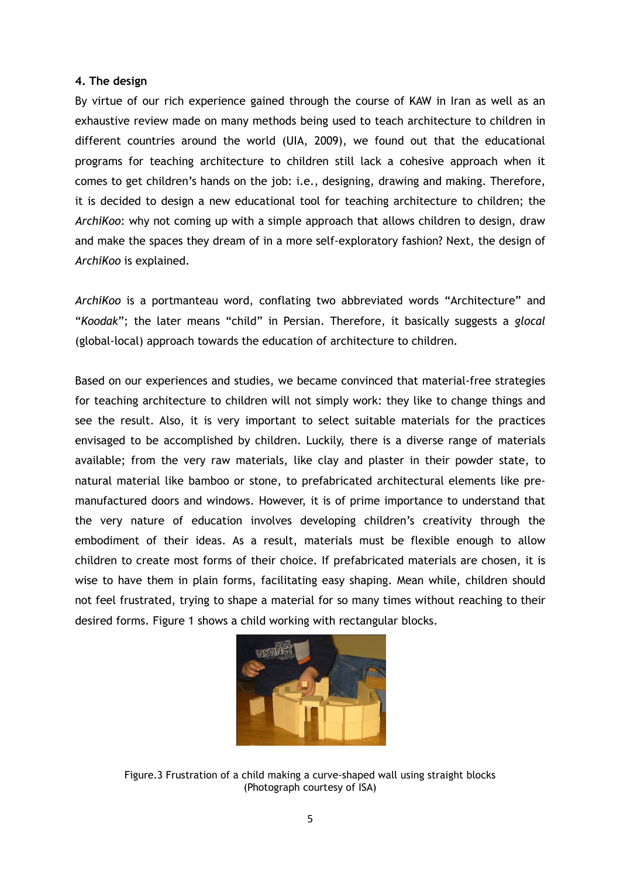#### 4. The design

By virtue of our rich experience gained through the course of KAW in Iran as well as an exhaustive review made on many methods being used to teach architecture to children in different countries around the world (UIA, 2009), we found out that the educational programs for teaching architecture to children still lack a cohesive approach when it comes to get children's hands on the job: i.e., designing, drawing and making. Therefore, it is decided to design a new educational tool for teaching architecture to children; the *ArchiKoo*: why not coming up with a simple approach that allows children to design, draw and make the spaces they dream of in a more self-exploratory fashion? Next, the design of *ArchiKoo* is explained.

*ArchiKoo* is a portmanteau word, conflating two abbreviated words "Architecture" and "*Koodak*"; the later means "child" in Persian. Therefore, it basically suggests a *glocal* (global-local) approach towards the education of architecture to children.

Based on our experiences and studies, we became convinced that material-free strategies for teaching architecture to children will not simply work: they like to change things and see the result. Also, it is very important to select suitable materials for the practices envisaged to be accomplished by children. Luckily, there is a diverse range of materials available; from the very raw materials, like clay and plaster in their powder state, to natural material like bamboo or stone, to prefabricated architectural elements like pre-manufactured doors and windows. However, it is of prime importance to understand that the very nature of education involves developing children's creativity through the embodiment of their ideas. As a result, materials must be flexible enough to allow children to create most forms of their choice. If prefabricated materials are chosen, it is wise to have them in plain forms, facilitating easy shaping. Mean while, children should not feel frustrated, trying to shape a material for so many times without reaching to their desired forms. Figure 1 shows a child working with rectangular blocks.

Figure.3 Frustration of a child making a curve-shaped wall using straight blocks (Photograph courtesy of ISA)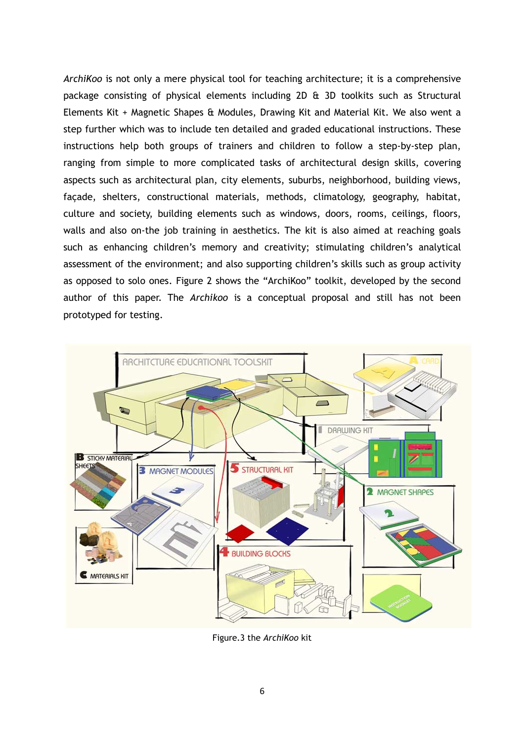*ArchiKoo* is not only a mere physical tool for teaching architecture; it is a comprehensive package consisting of physical elements including 2D & 3D toolkits such as Structural Elements Kit + Magnetic Shapes & Modules, Drawing Kit and Material Kit. We also went a step further which was to include ten detailed and graded educational instructions. These instructions help both groups of trainers and children to follow a step-by-step plan, ranging from simple to more complicated tasks of architectural design skills, covering aspects such as architectural plan, city elements, suburbs, neighborhood, building views, façade, shelters, constructional materials, methods, climatology, geography, habitat, culture and society, building elements such as windows, doors, rooms, ceilings, floors, walls and also on-the job training in aesthetics. The kit is also aimed at reaching goals such as enhancing children's memory and creativity; stimulating children's analytical assessment of the environment; and also supporting children's skills such as group activity as opposed to solo ones. Figure 2 shows the "ArchiKoo" toolkit, developed by the second author of this paper. The *Archikoo* is a conceptual proposal and still has not been prototyped for testing.

Figure.3 the *ArchiKoo* kit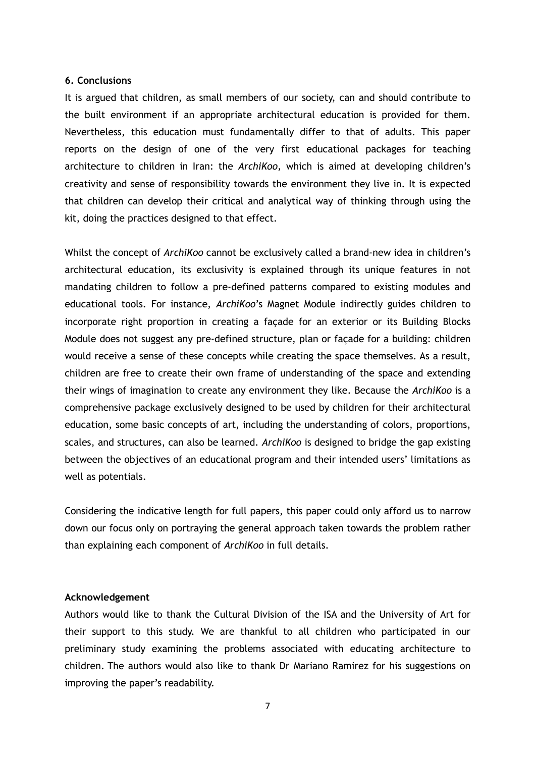## 6. Conclusions

It is argued that children, as small members of our society, can and should contribute to the built environment if an appropriate architectural education is provided for them. Nevertheless, this education must fundamentally differ to that of adults. This paper reports on the design of one of the very first educational packages for teaching architecture to children in Iran: the *ArchiKoo,* which is aimed at developing children's creativity and sense of responsibility towards the environment they live in. It is expected that children can develop their critical and analytical way of thinking through using the kit, doing the practices designed to that effect.

Whilst the concept of *ArchiKoo* cannot be exclusively called a brand-new idea in children's architectural education, its exclusivity is explained through its unique features in not mandating children to follow a pre-defined patterns compared to existing modules and educational tools. For instance, *ArchiKoo*'s Magnet Module indirectly guides children to incorporate right proportion in creating a façade for an exterior or its Building Blocks Module does not suggest any pre-defined structure, plan or façade for a building: children would receive a sense of these concepts while creating the space themselves. As a result, children are free to create their own frame of understanding of the space and extending their wings of imagination to create any environment they like. Because the *ArchiKoo* is a comprehensive package exclusively designed to be used by children for their architectural education, some basic concepts of art, including the understanding of colors, proportions, scales, and structures, can also be learned. *ArchiKoo* is designed to bridge the gap existing between the objectives of an educational program and their intended users' limitations as well as potentials.

Considering the indicative length for full papers, this paper could only afford us to narrow down our focus only on portraying the general approach taken towards the problem rather than explaining each component of *ArchiKoo* in full details.

## Acknowledgement

Authors would like to thank the Cultural Division of the ISA and the University of Art for their support to this study. We are thankful to all children who participated in our preliminary study examining the problems associated with educating architecture to children. The authors would also like to thank Dr Mariano Ramirez for his suggestions on improving the paper's readability.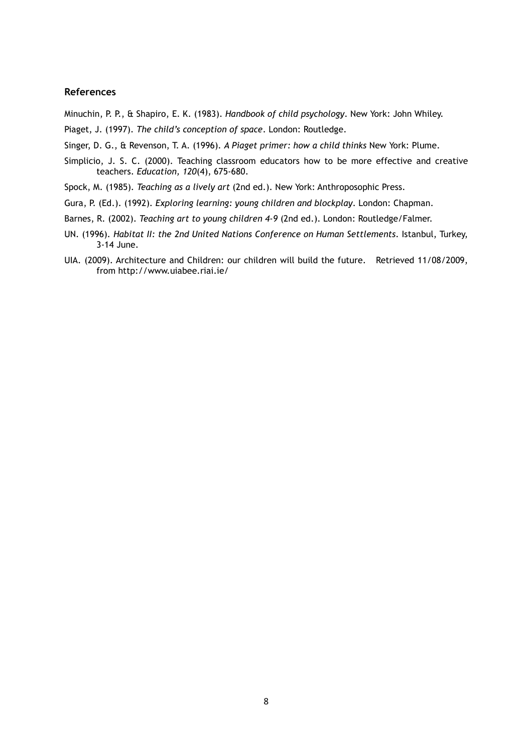## References

Minuchin, P. P., & Shapiro, E. K. (1983). *Handbook of child psychology*. New York: John Whiley.

Piaget, J. (1997). *The child's conception of space*. London: Routledge.

Singer, D. G., & Revenson, T. A. (1996). *A Piaget primer: how a child thinks* New York: Plume.

Simplicio, J. S. C. (2000). Teaching classroom educators how to be more effective and creative teachers. *Education, 120*(4), 675-680.

Spock, M. (1985). *Teaching as a lively art* (2nd ed.). New York: Anthroposophic Press.

Gura, P. (Ed.). (1992). *Exploring learning: young children and blockplay*. London: Chapman.

Barnes, R. (2002). *Teaching art to young children 4-9* (2nd ed.). London: Routledge/Falmer.

UN. (1996). *Habitat II: the 2nd United Nations Conference on Human Settlements*. Istanbul, Turkey, 3-14 June.

UIA. (2009). Architecture and Children: our children will build the future. Retrieved 11/08/2009, from http://www.uiabee.riai.ie/